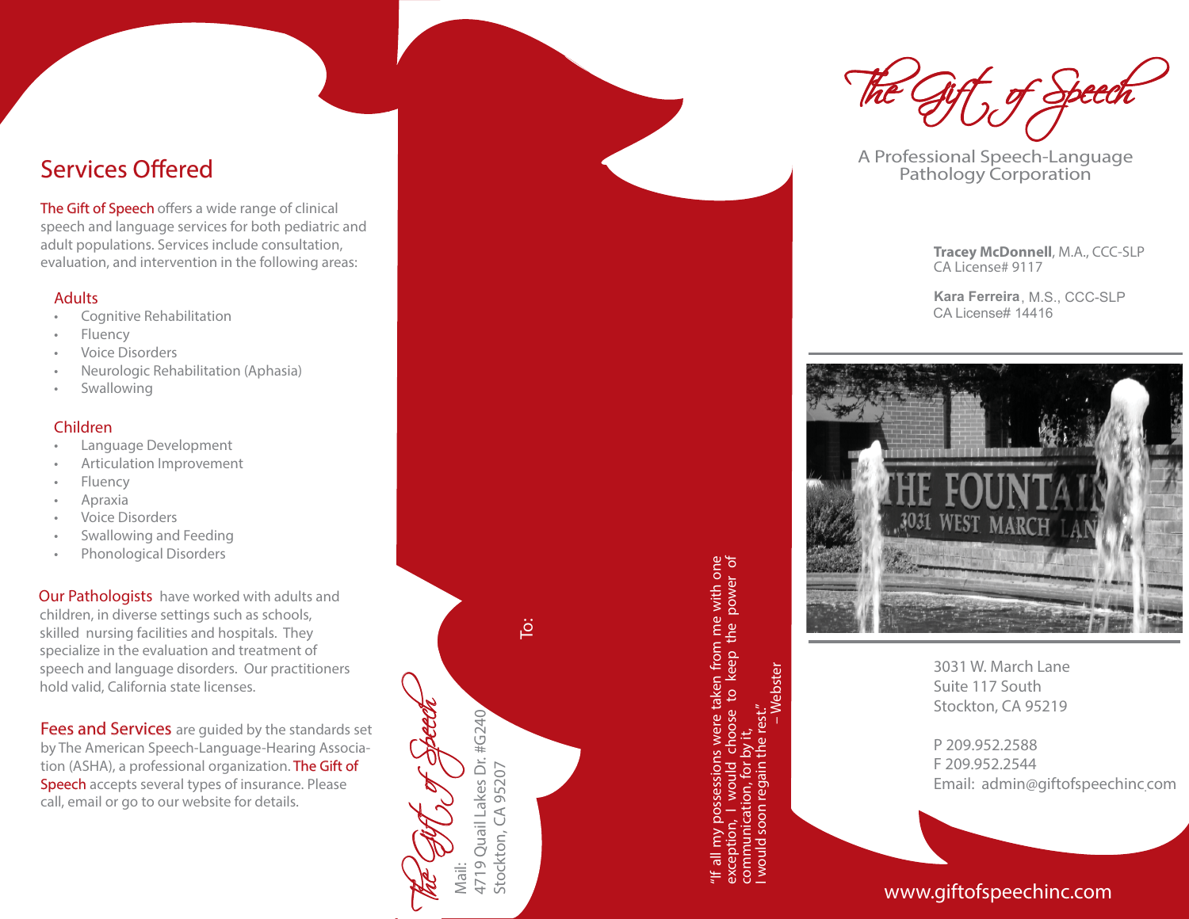## Services Offered

The Gift of Speech offers a wide range of clinical speech and language services for both pediatric and adult populations. Services include consultation, evaluation, and intervention in the following areas:

### Adults

- Cognitive Rehabilitation
- Fluency
- Voice Disorders
- Neurologic Rehabilitation (Aphasia)
- Swallowing

### Children

- Language Development
- Articulation Improvement
- Fluency
- Apraxia
- Voice Disorders
- Swallowing and Feeding
- Phonological Disorders

**Our Pathologists** have worked with adults and children, in diverse settings such as schools, skilled nursing facilities and hospitals. They specialize in the evaluation and treatment of speech and language disorders. Our practitioners hold valid, California state licenses.

**Fees and Services** are guided by the standards set by The American Speech-Language-Hearing Association (ASHA), a professional organization. The Gift of Speech accepts several types of insurance. Please call, email or go to our website for details.

The Gift of Speech

Mail:
4719 Quail Lakes Dr. #G240
Stockton, CA 95207

To:

"If all my possessions were taken from me with one exception, I would choose to keep the power of communication, for by it, I would soon regain the rest."
– Webster

# The Gift of Speech

A Professional Speech-Language Pathology Corporation

**Tracey McDonnell**, M.A., CCC-SLP
CA License# 9117

**Kara Ferreira**, M.S., CCC-SLP
CA License# 14416

3031 W. March Lane
Suite 117 South
Stockton, CA 95219

P 209.952.2588
F 209.952.2544
Email: admin@giftofspeechinc.com

www.giftofspeechinc.com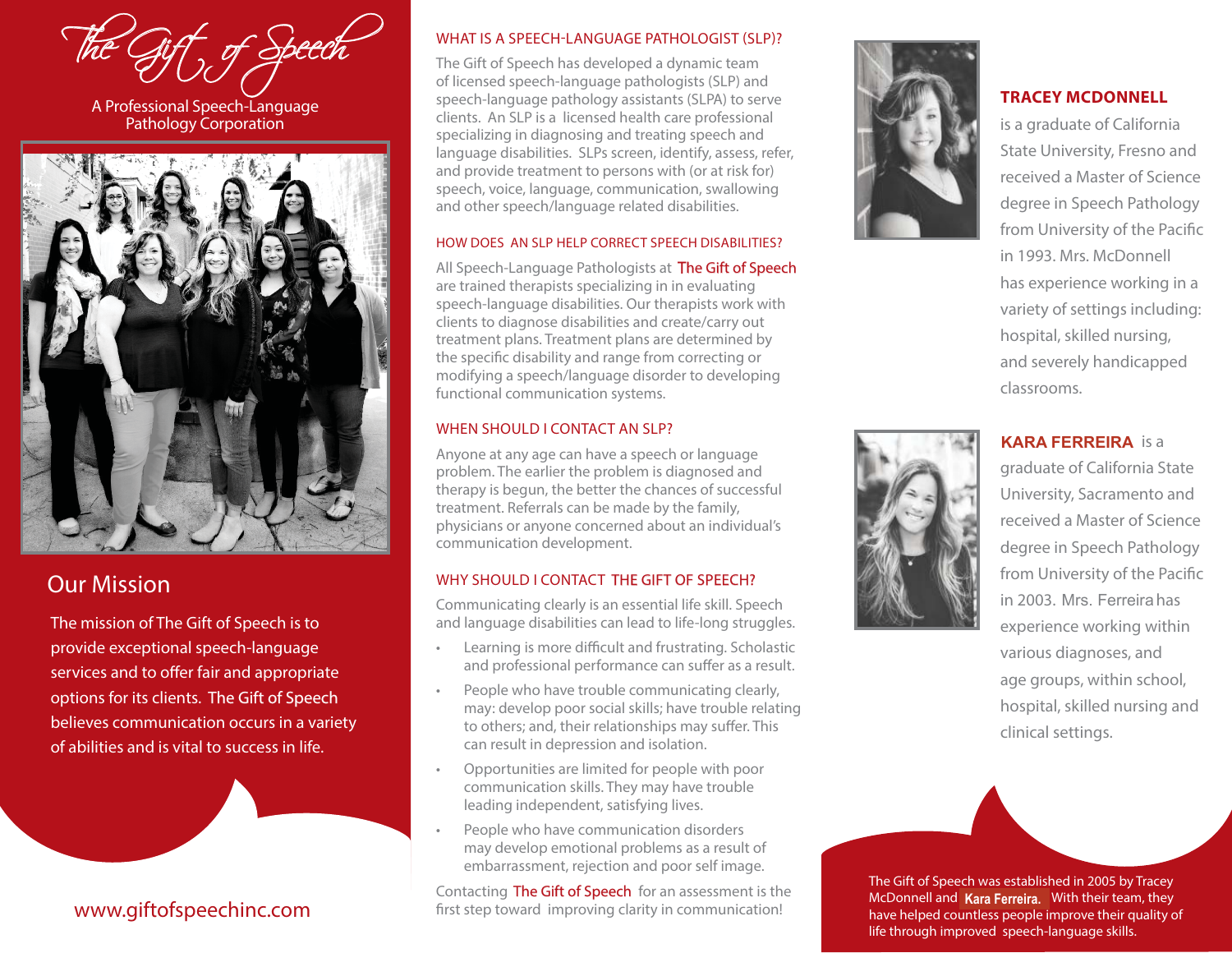# The Gift of Speech

A Professional Speech-Language Pathology Corporation

## Our Mission

The mission of The Gift of Speech is to provide exceptional speech-language services and to offer fair and appropriate options for its clients. The Gift of Speech believes communication occurs in a variety of abilities and is vital to success in life.

www.giftofspeechinc.com

## WHAT IS A SPEECH-LANGUAGE PATHOLOGIST (SLP)?

The Gift of Speech has developed a dynamic team of licensed speech-language pathologists (SLP) and speech-language pathology assistants (SLPA) to serve clients. An SLP is a licensed health care professional specializing in diagnosing and treating speech and language disabilities. SLPs screen, identify, assess, refer, and provide treatment to persons with (or at risk for) speech, voice, language, communication, swallowing and other speech/language related disabilities.

## HOW DOES AN SLP HELP CORRECT SPEECH DISABILITIES?

All Speech-Language Pathologists at The Gift of Speech are trained therapists specializing in in evaluating speech-language disabilities. Our therapists work with clients to diagnose disabilities and create/carry out treatment plans. Treatment plans are determined by the specific disability and range from correcting or modifying a speech/language disorder to developing functional communication systems.

## WHEN SHOULD I CONTACT AN SLP?

Anyone at any age can have a speech or language problem. The earlier the problem is diagnosed and therapy is begun, the better the chances of successful treatment. Referrals can be made by the family, physicians or anyone concerned about an individual's communication development.

## WHY SHOULD I CONTACT THE GIFT OF SPEECH?

Communicating clearly is an essential life skill. Speech and language disabilities can lead to life-long struggles.

- Learning is more difficult and frustrating. Scholastic and professional performance can suffer as a result.
- People who have trouble communicating clearly, may: develop poor social skills; have trouble relating to others; and, their relationships may suffer. This can result in depression and isolation.
- Opportunities are limited for people with poor communication skills. They may have trouble leading independent, satisfying lives.
- People who have communication disorders may develop emotional problems as a result of embarrassment, rejection and poor self image.

Contacting The Gift of Speech for an assessment is the first step toward improving clarity in communication!

**TRACEY MCDONNELL** is a graduate of California State University, Fresno and received a Master of Science degree in Speech Pathology from University of the Pacific in 1993. Mrs. McDonnell has experience working in a variety of settings including: hospital, skilled nursing, and severely handicapped classrooms.

**KARA FERREIRA** is a graduate of California State University, Sacramento and received a Master of Science degree in Speech Pathology from University of the Pacific in 2003. Mrs. Ferreira has experience working within various diagnoses, and age groups, within school, hospital, skilled nursing and clinical settings.

The Gift of Speech was established in 2005 by Tracey McDonnell and **Kara Ferreira.** With their team, they have helped countless people improve their quality of life through improved speech-language skills.